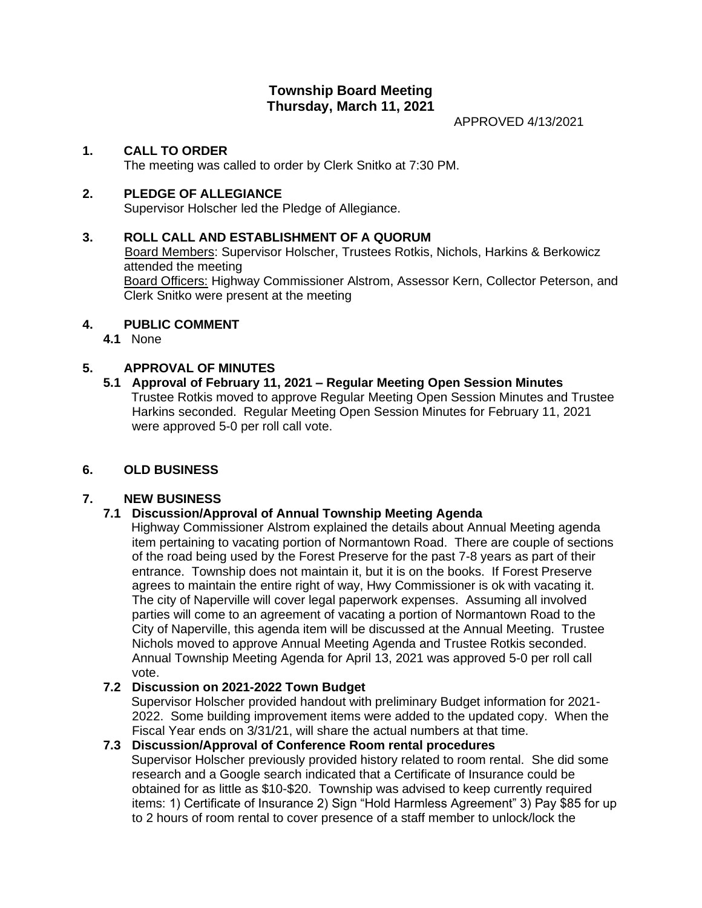# Township Board Meeting
## Thursday, March 11, 2021

APPROVED 4/13/2021

**1. CALL TO ORDER**

The meeting was called to order by Clerk Snitko at 7:30 PM.

**2. PLEDGE OF ALLEGIANCE**

Supervisor Holscher led the Pledge of Allegiance.

**3. ROLL CALL AND ESTABLISHMENT OF A QUORUM**

Board Members: Supervisor Holscher, Trustees Rotkis, Nichols, Harkins & Berkowicz attended the meeting

Board Officers: Highway Commissioner Alstrom, Assessor Kern, Collector Peterson, and Clerk Snitko were present at the meeting

**4. PUBLIC COMMENT**

**4.1** None

**5. APPROVAL OF MINUTES**

**5.1 Approval of February 11, 2021 – Regular Meeting Open Session Minutes**

Trustee Rotkis moved to approve Regular Meeting Open Session Minutes and Trustee Harkins seconded. Regular Meeting Open Session Minutes for February 11, 2021 were approved 5-0 per roll call vote.

**6. OLD BUSINESS**

**7. NEW BUSINESS**

**7.1 Discussion/Approval of Annual Township Meeting Agenda**

Highway Commissioner Alstrom explained the details about Annual Meeting agenda item pertaining to vacating portion of Normantown Road. There are couple of sections of the road being used by the Forest Preserve for the past 7-8 years as part of their entrance. Township does not maintain it, but it is on the books. If Forest Preserve agrees to maintain the entire right of way, Hwy Commissioner is ok with vacating it. The city of Naperville will cover legal paperwork expenses. Assuming all involved parties will come to an agreement of vacating a portion of Normantown Road to the City of Naperville, this agenda item will be discussed at the Annual Meeting. Trustee Nichols moved to approve Annual Meeting Agenda and Trustee Rotkis seconded. Annual Township Meeting Agenda for April 13, 2021 was approved 5-0 per roll call vote.

**7.2 Discussion on 2021-2022 Town Budget**

Supervisor Holscher provided handout with preliminary Budget information for 2021-2022. Some building improvement items were added to the updated copy. When the Fiscal Year ends on 3/31/21, will share the actual numbers at that time.

**7.3 Discussion/Approval of Conference Room rental procedures**

Supervisor Holscher previously provided history related to room rental. She did some research and a Google search indicated that a Certificate of Insurance could be obtained for as little as $10-$20. Township was advised to keep currently required items: 1) Certificate of Insurance 2) Sign "Hold Harmless Agreement" 3) Pay $85 for up to 2 hours of room rental to cover presence of a staff member to unlock/lock the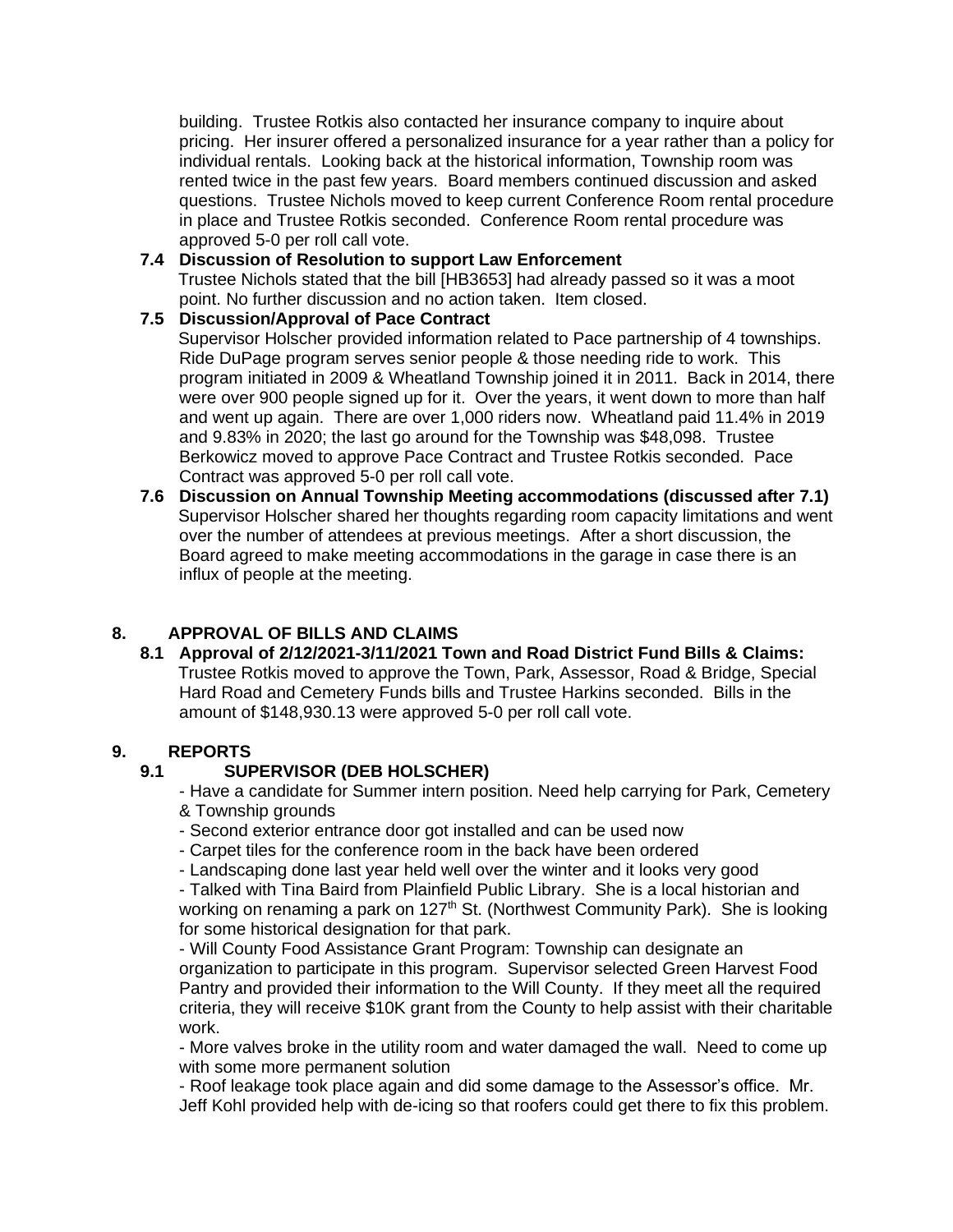building. Trustee Rotkis also contacted her insurance company to inquire about pricing. Her insurer offered a personalized insurance for a year rather than a policy for individual rentals. Looking back at the historical information, Township room was rented twice in the past few years. Board members continued discussion and asked questions. Trustee Nichols moved to keep current Conference Room rental procedure in place and Trustee Rotkis seconded. Conference Room rental procedure was approved 5-0 per roll call vote.

**7.4 Discussion of Resolution to support Law Enforcement**

Trustee Nichols stated that the bill [HB3653] had already passed so it was a moot point. No further discussion and no action taken. Item closed.

**7.5 Discussion/Approval of Pace Contract**

Supervisor Holscher provided information related to Pace partnership of 4 townships. Ride DuPage program serves senior people & those needing ride to work. This program initiated in 2009 & Wheatland Township joined it in 2011. Back in 2014, there were over 900 people signed up for it. Over the years, it went down to more than half and went up again. There are over 1,000 riders now. Wheatland paid 11.4% in 2019 and 9.83% in 2020; the last go around for the Township was $48,098. Trustee Berkowicz moved to approve Pace Contract and Trustee Rotkis seconded. Pace Contract was approved 5-0 per roll call vote.

**7.6 Discussion on Annual Township Meeting accommodations (discussed after 7.1)**

Supervisor Holscher shared her thoughts regarding room capacity limitations and went over the number of attendees at previous meetings. After a short discussion, the Board agreed to make meeting accommodations in the garage in case there is an influx of people at the meeting.

## 8. APPROVAL OF BILLS AND CLAIMS

**8.1 Approval of 2/12/2021-3/11/2021 Town and Road District Fund Bills & Claims:**

Trustee Rotkis moved to approve the Town, Park, Assessor, Road & Bridge, Special Hard Road and Cemetery Funds bills and Trustee Harkins seconded. Bills in the amount of $148,930.13 were approved 5-0 per roll call vote.

## 9. REPORTS

### 9.1 SUPERVISOR (DEB HOLSCHER)

- Have a candidate for Summer intern position. Need help carrying for Park, Cemetery & Township grounds
- Second exterior entrance door got installed and can be used now
- Carpet tiles for the conference room in the back have been ordered
- Landscaping done last year held well over the winter and it looks very good
- Talked with Tina Baird from Plainfield Public Library. She is a local historian and working on renaming a park on 127th St. (Northwest Community Park). She is looking for some historical designation for that park.
- Will County Food Assistance Grant Program: Township can designate an organization to participate in this program. Supervisor selected Green Harvest Food Pantry and provided their information to the Will County. If they meet all the required criteria, they will receive $10K grant from the County to help assist with their charitable work.
- More valves broke in the utility room and water damaged the wall. Need to come up with some more permanent solution
- Roof leakage took place again and did some damage to the Assessor's office. Mr. Jeff Kohl provided help with de-icing so that roofers could get there to fix this problem.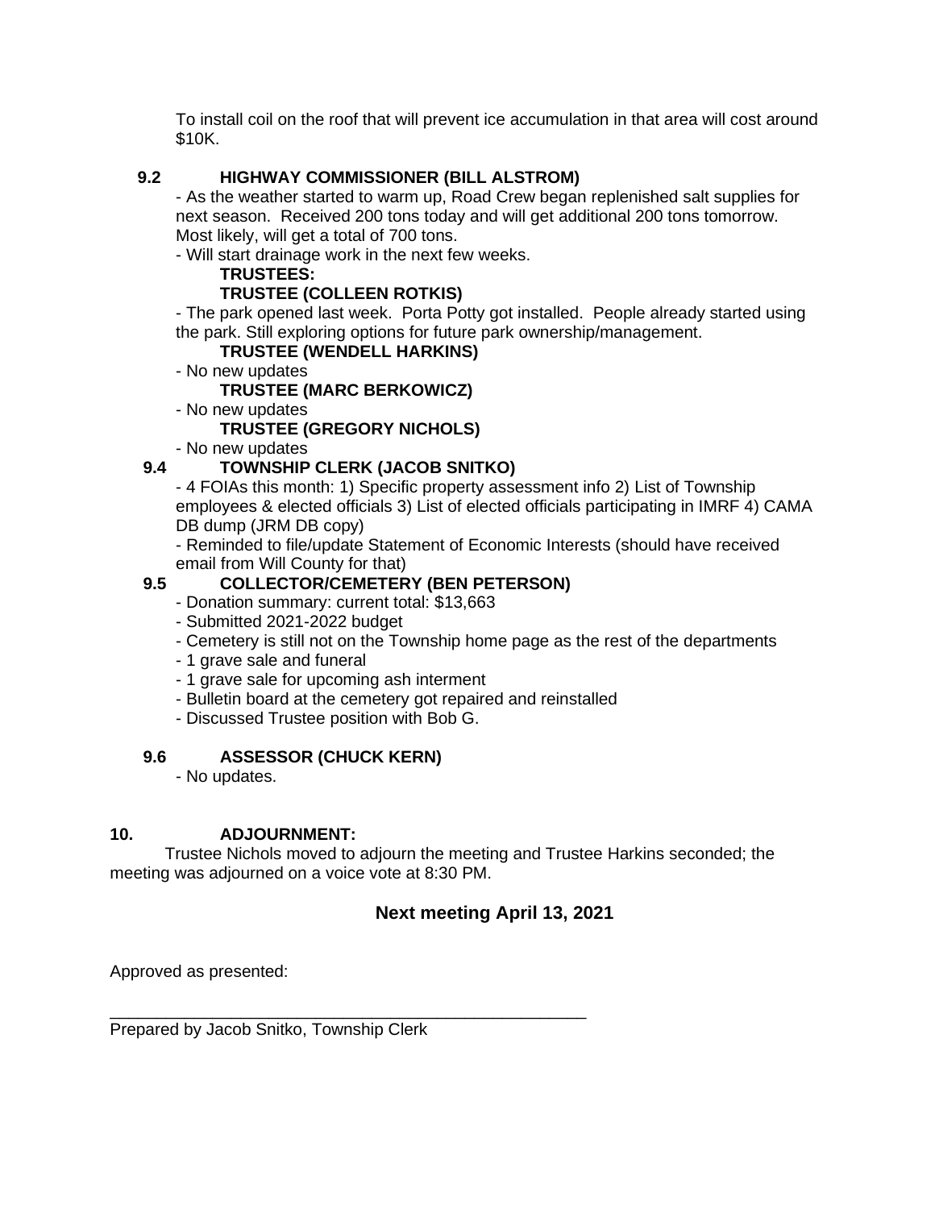To install coil on the roof that will prevent ice accumulation in that area will cost around $10K.

### 9.2 HIGHWAY COMMISSIONER (BILL ALSTROM)

- As the weather started to warm up, Road Crew began replenished salt supplies for next season. Received 200 tons today and will get additional 200 tons tomorrow. Most likely, will get a total of 700 tons.
- Will start drainage work in the next few weeks.

**TRUSTEES:**

**TRUSTEE (COLLEEN ROTKIS)**

- The park opened last week. Porta Potty got installed. People already started using the park. Still exploring options for future park ownership/management.

**TRUSTEE (WENDELL HARKINS)**

- No new updates

**TRUSTEE (MARC BERKOWICZ)**

- No new updates

**TRUSTEE (GREGORY NICHOLS)**

- No new updates

### 9.4 TOWNSHIP CLERK (JACOB SNITKO)

- 4 FOIAs this month: 1) Specific property assessment info 2) List of Township employees & elected officials 3) List of elected officials participating in IMRF 4) CAMA DB dump (JRM DB copy)
- Reminded to file/update Statement of Economic Interests (should have received email from Will County for that)

### 9.5 COLLECTOR/CEMETERY (BEN PETERSON)

- Donation summary: current total: $13,663
- Submitted 2021-2022 budget
- Cemetery is still not on the Township home page as the rest of the departments
- 1 grave sale and funeral
- 1 grave sale for upcoming ash interment
- Bulletin board at the cemetery got repaired and reinstalled
- Discussed Trustee position with Bob G.

### 9.6 ASSESSOR (CHUCK KERN)

- No updates.

## 10. ADJOURNMENT:

Trustee Nichols moved to adjourn the meeting and Trustee Harkins seconded; the meeting was adjourned on a voice vote at 8:30 PM.

## Next meeting April 13, 2021

Approved as presented:

_____________________________________________________

Prepared by Jacob Snitko, Township Clerk